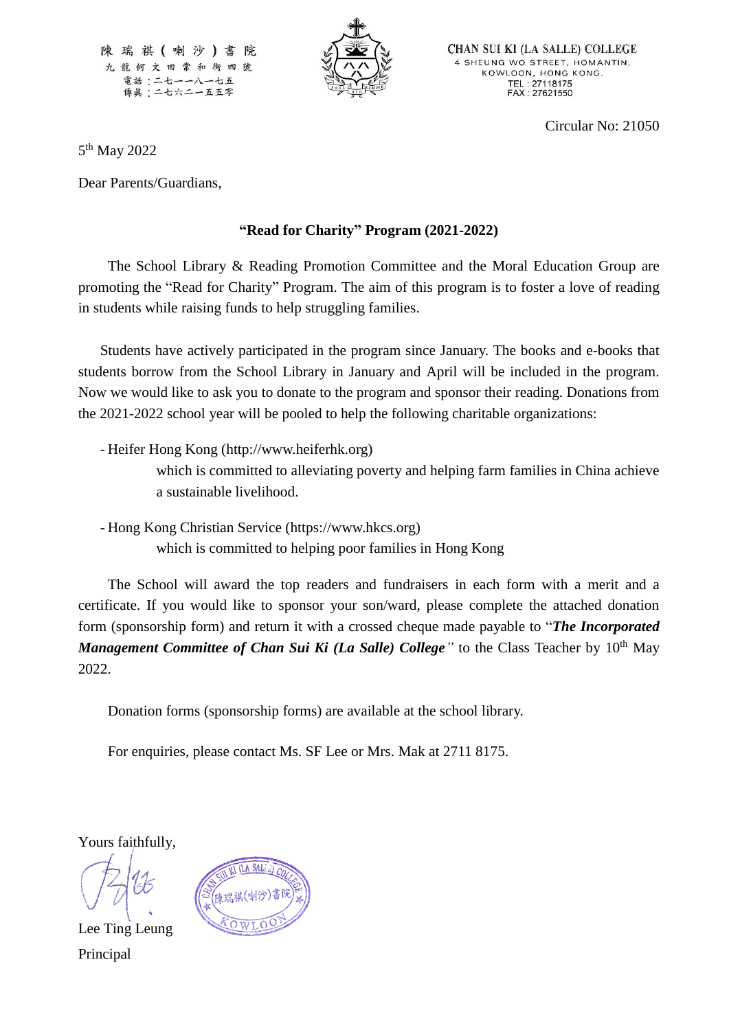陳瑞祺（喇沙）書院
九龍何文田常和街四號
電話：二七一一八一七五
傳真：二七六二一五五零

CHAN SUI KI (LA SALLE) COLLEGE
4 SHEUNG WO STREET, HOMANTIN,
KOWLOON, HONG KONG.
TEL : 27118175
FAX : 27621550

Circular No: 21050

5th May 2022

Dear Parents/Guardians,

**"Read for Charity" Program (2021-2022)**

The School Library & Reading Promotion Committee and the Moral Education Group are promoting the "Read for Charity" Program. The aim of this program is to foster a love of reading in students while raising funds to help struggling families.

Students have actively participated in the program since January. The books and e-books that students borrow from the School Library in January and April will be included in the program. Now we would like to ask you to donate to the program and sponsor their reading. Donations from the 2021-2022 school year will be pooled to help the following charitable organizations:

- Heifer Hong Kong (http://www.heiferhk.org)
  which is committed to alleviating poverty and helping farm families in China achieve a sustainable livelihood.

- Hong Kong Christian Service (https://www.hkcs.org)
  which is committed to helping poor families in Hong Kong

The School will award the top readers and fundraisers in each form with a merit and a certificate. If you would like to sponsor your son/ward, please complete the attached donation form (sponsorship form) and return it with a crossed cheque made payable to "***The Incorporated Management Committee of Chan Sui Ki (La Salle) College***" to the Class Teacher by 10th May 2022.

Donation forms (sponsorship forms) are available at the school library.

For enquiries, please contact Ms. SF Lee or Mrs. Mak at 2711 8175.

Yours faithfully,

Lee Ting Leung
Principal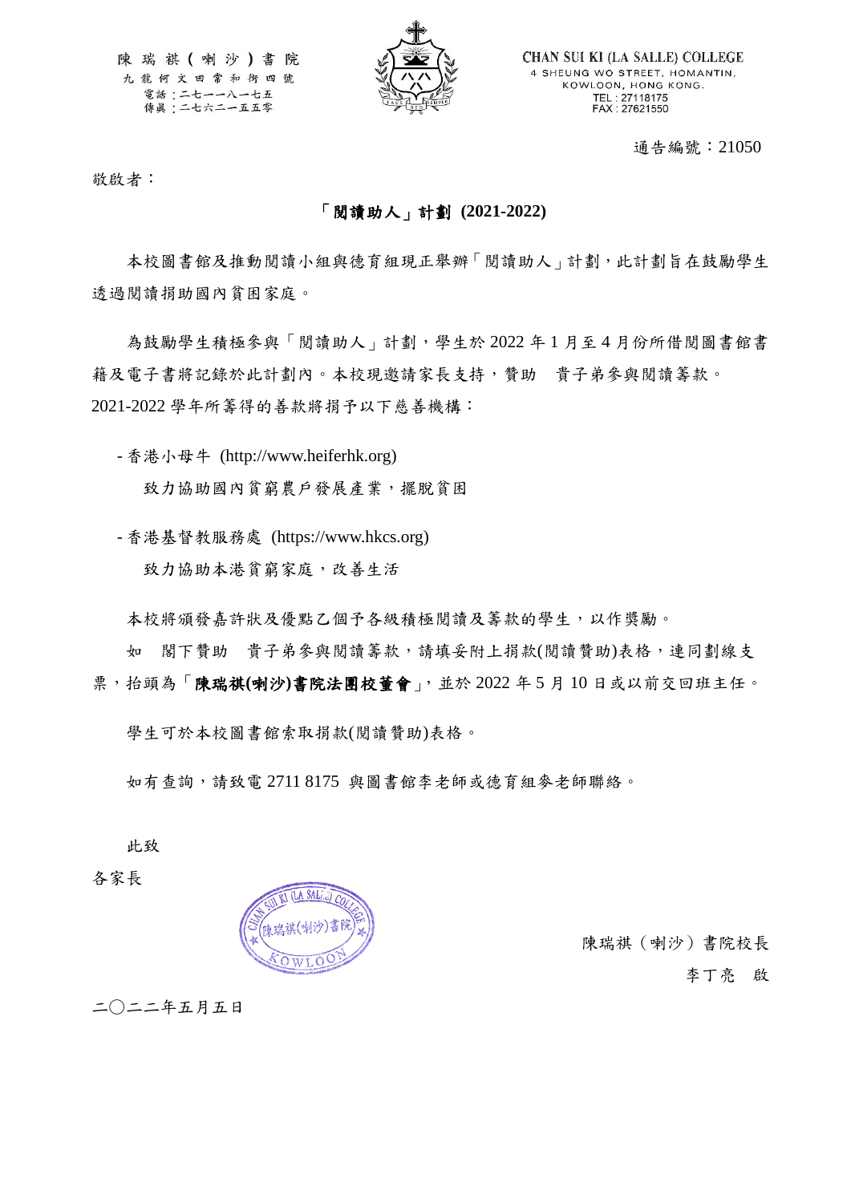陳瑞祺（喇沙）書院
九龍何文田常和街四號
電話：二七一一八一七五
傳真：二七六二一五五零

CHAN SUI KI (LA SALLE) COLLEGE
4 SHEUNG WO STREET, HOMANTIN,
KOWLOON, HONG KONG.
TEL : 27118175
FAX : 27621550

通告編號：21050

敬啟者：

## 「閱讀助人」計劃 (2021-2022)

本校圖書館及推動閱讀小組與德育組現正舉辦「閱讀助人」計劃，此計劃旨在鼓勵學生透過閱讀捐助國內貧困家庭。

為鼓勵學生積極參與「閱讀助人」計劃，學生於 2022 年 1 月至 4 月份所借閱圖書館書籍及電子書將記錄於此計劃內。本校現邀請家長支持，贊助　貴子弟參與閱讀籌款。2021-2022 學年所籌得的善款將捐予以下慈善機構：

- 香港小母牛 (http://www.heiferhk.org)
  致力協助國內貧窮農戶發展產業，擺脫貧困

- 香港基督教服務處 (https://www.hkcs.org)
  致力協助本港貧窮家庭，改善生活

本校將頒發嘉許狀及優點乙個予各級積極閱讀及籌款的學生，以作獎勵。

如　閣下贊助　貴子弟參與閱讀籌款，請填妥附上捐款(閱讀贊助)表格，連同劃線支票，抬頭為「**陳瑞祺(喇沙)書院法團校董會**」，並於 2022 年 5 月 10 日或以前交回班主任。

學生可於本校圖書館索取捐款(閱讀贊助)表格。

如有查詢，請致電 2711 8175 與圖書館李老師或德育組麥老師聯絡。

此致

各家長

陳瑞祺（喇沙）書院校長

李丁亮　啟

二〇二二年五月五日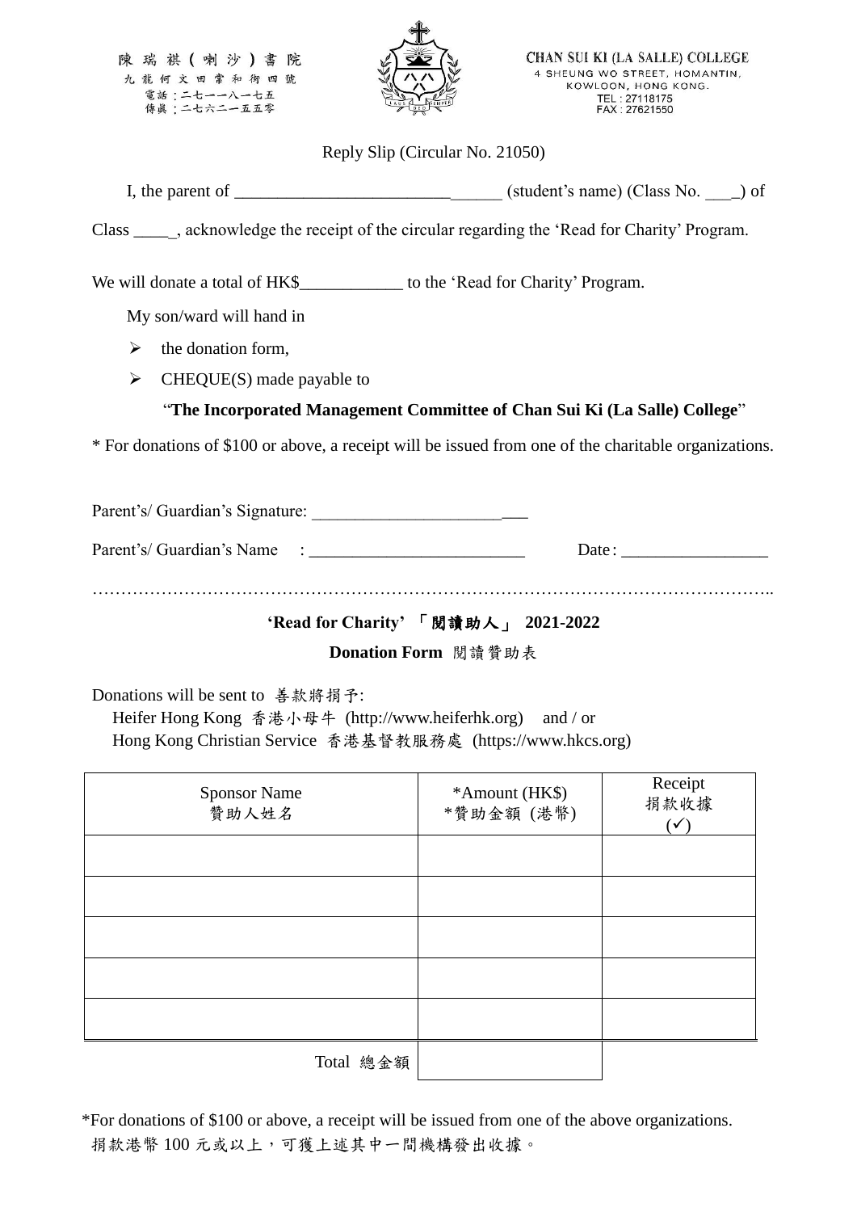陳瑞祺(喇沙)書院
九龍何文田常和街四號
電話：二七一一八一七五
傳眞：二七六二一五五零

CHAN SUI KI (LA SALLE) COLLEGE
4 SHEUNG WO STREET, HOMANTIN,
KOWLOON, HONG KONG.
TEL : 27118175
FAX : 27621550

Reply Slip (Circular No. 21050)

I, the parent of ________________________________ (student's name) (Class No. ___) of Class _____, acknowledge the receipt of the circular regarding the 'Read for Charity' Program.

We will donate a total of HK$____________ to the 'Read for Charity' Program.

My son/ward will hand in

- the donation form,
- CHEQUE(S) made payable to

"**The Incorporated Management Committee of Chan Sui Ki (La Salle) College**"

* For donations of $100 or above, a receipt will be issued from one of the charitable organizations.

Parent's/ Guardian's Signature: _________________________

Parent's/ Guardian's Name : _________________________ Date : _________________

…………………………………………………………………………………………………………..

## 'Read for Charity' 「閱讀助人」 2021-2022

**Donation Form** 閱讀贊助表

Donations will be sent to 善款將捐予:
Heifer Hong Kong 香港小母牛 (http://www.heiferhk.org) and / or
Hong Kong Christian Service 香港基督教服務處 (https://www.hkcs.org)

| Sponsor Name 贊助人姓名 | *Amount (HK$) *贊助金額 (港幣) | Receipt 捐款收據 (✓) |
|---|---|---|
| | | |
| | | |
| | | |
| | | |
| | | |
| Total 總金額 | | |

*For donations of $100 or above, a receipt will be issued from one of the above organizations.
捐款港幣 100 元或以上，可獲上述其中一間機構發出收據。